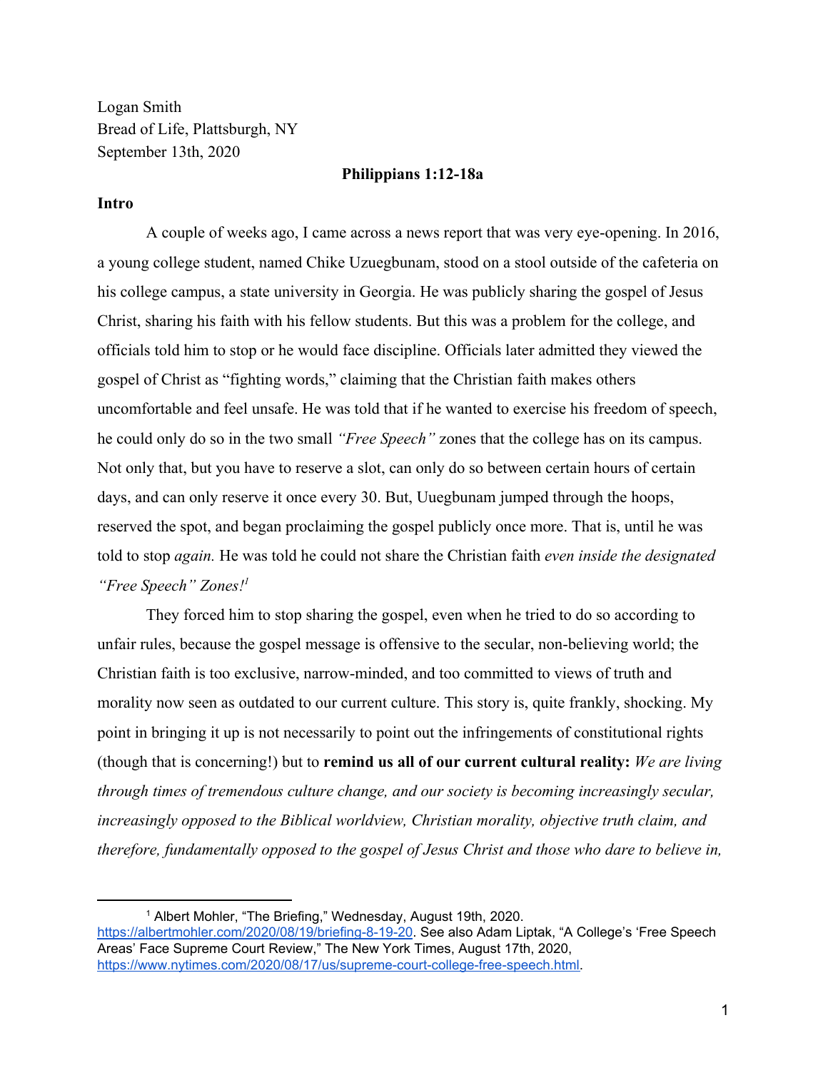Logan Smith
Bread of Life, Plattsburgh, NY
September 13th, 2020

**Philippians 1:12-18a**

**Intro**

A couple of weeks ago, I came across a news report that was very eye-opening. In 2016, a young college student, named Chike Uzuegbunam, stood on a stool outside of the cafeteria on his college campus, a state university in Georgia. He was publicly sharing the gospel of Jesus Christ, sharing his faith with his fellow students. But this was a problem for the college, and officials told him to stop or he would face discipline. Officials later admitted they viewed the gospel of Christ as "fighting words," claiming that the Christian faith makes others uncomfortable and feel unsafe. He was told that if he wanted to exercise his freedom of speech, he could only do so in the two small *"Free Speech"* zones that the college has on its campus. Not only that, but you have to reserve a slot, can only do so between certain hours of certain days, and can only reserve it once every 30. But, Uuegbunam jumped through the hoops, reserved the spot, and began proclaiming the gospel publicly once more. That is, until he was told to stop *again.* He was told he could not share the Christian faith *even inside the designated "Free Speech" Zones!*[1]

They forced him to stop sharing the gospel, even when he tried to do so according to unfair rules, because the gospel message is offensive to the secular, non-believing world; the Christian faith is too exclusive, narrow-minded, and too committed to views of truth and morality now seen as outdated to our current culture. This story is, quite frankly, shocking. My point in bringing it up is not necessarily to point out the infringements of constitutional rights (though that is concerning!) but to **remind us all of our current cultural reality:** *We are living through times of tremendous culture change, and our society is becoming increasingly secular, increasingly opposed to the Biblical worldview, Christian morality, objective truth claim, and therefore, fundamentally opposed to the gospel of Jesus Christ and those who dare to believe in,*

---

[1] Albert Mohler, "The Briefing," Wednesday, August 19th, 2020. https://albertmohler.com/2020/08/19/briefing-8-19-20. See also Adam Liptak, "A College's 'Free Speech Areas' Face Supreme Court Review," The New York Times, August 17th, 2020, https://www.nytimes.com/2020/08/17/us/supreme-court-college-free-speech.html.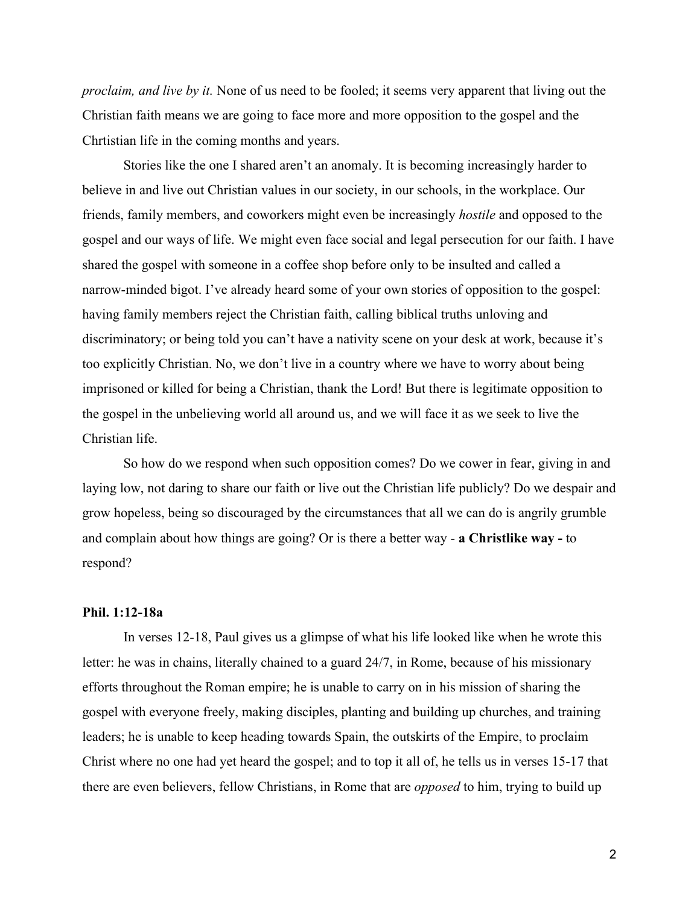*proclaim, and live by it.* None of us need to be fooled; it seems very apparent that living out the Christian faith means we are going to face more and more opposition to the gospel and the Chrtistian life in the coming months and years.

Stories like the one I shared aren't an anomaly. It is becoming increasingly harder to believe in and live out Christian values in our society, in our schools, in the workplace. Our friends, family members, and coworkers might even be increasingly *hostile* and opposed to the gospel and our ways of life. We might even face social and legal persecution for our faith. I have shared the gospel with someone in a coffee shop before only to be insulted and called a narrow-minded bigot. I've already heard some of your own stories of opposition to the gospel: having family members reject the Christian faith, calling biblical truths unloving and discriminatory; or being told you can't have a nativity scene on your desk at work, because it's too explicitly Christian. No, we don't live in a country where we have to worry about being imprisoned or killed for being a Christian, thank the Lord! But there is legitimate opposition to the gospel in the unbelieving world all around us, and we will face it as we seek to live the Christian life.

So how do we respond when such opposition comes? Do we cower in fear, giving in and laying low, not daring to share our faith or live out the Christian life publicly? Do we despair and grow hopeless, being so discouraged by the circumstances that all we can do is angrily grumble and complain about how things are going? Or is there a better way - **a Christlike way -** to respond?

**Phil. 1:12-18a**

In verses 12-18, Paul gives us a glimpse of what his life looked like when he wrote this letter: he was in chains, literally chained to a guard 24/7, in Rome, because of his missionary efforts throughout the Roman empire; he is unable to carry on in his mission of sharing the gospel with everyone freely, making disciples, planting and building up churches, and training leaders; he is unable to keep heading towards Spain, the outskirts of the Empire, to proclaim Christ where no one had yet heard the gospel; and to top it all of, he tells us in verses 15-17 that there are even believers, fellow Christians, in Rome that are *opposed* to him, trying to build up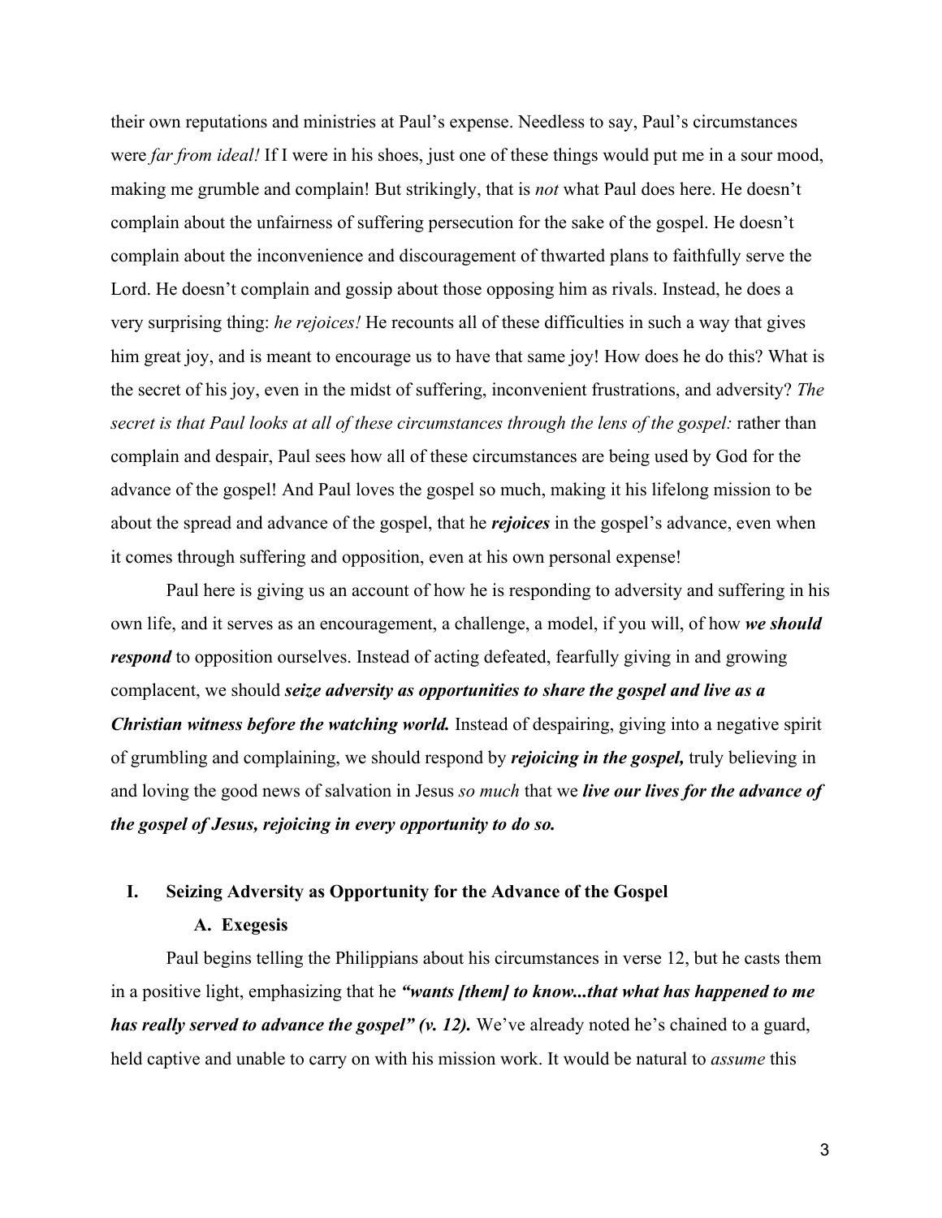their own reputations and ministries at Paul's expense. Needless to say, Paul's circumstances were *far from ideal!* If I were in his shoes, just one of these things would put me in a sour mood, making me grumble and complain! But strikingly, that is *not* what Paul does here. He doesn't complain about the unfairness of suffering persecution for the sake of the gospel. He doesn't complain about the inconvenience and discouragement of thwarted plans to faithfully serve the Lord. He doesn't complain and gossip about those opposing him as rivals. Instead, he does a very surprising thing: *he rejoices!* He recounts all of these difficulties in such a way that gives him great joy, and is meant to encourage us to have that same joy! How does he do this? What is the secret of his joy, even in the midst of suffering, inconvenient frustrations, and adversity? *The secret is that Paul looks at all of these circumstances through the lens of the gospel:* rather than complain and despair, Paul sees how all of these circumstances are being used by God for the advance of the gospel! And Paul loves the gospel so much, making it his lifelong mission to be about the spread and advance of the gospel, that he ***rejoices*** in the gospel's advance, even when it comes through suffering and opposition, even at his own personal expense!

Paul here is giving us an account of how he is responding to adversity and suffering in his own life, and it serves as an encouragement, a challenge, a model, if you will, of how ***we should respond*** to opposition ourselves. Instead of acting defeated, fearfully giving in and growing complacent, we should ***seize adversity as opportunities to share the gospel and live as a Christian witness before the watching world.*** Instead of despairing, giving into a negative spirit of grumbling and complaining, we should respond by ***rejoicing in the gospel,*** truly believing in and loving the good news of salvation in Jesus *so much* that we ***live our lives for the advance of the gospel of Jesus, rejoicing in every opportunity to do so.***

## I. Seizing Adversity as Opportunity for the Advance of the Gospel

### A. Exegesis

Paul begins telling the Philippians about his circumstances in verse 12, but he casts them in a positive light, emphasizing that he ***"wants [them] to know...that what has happened to me has really served to advance the gospel" (v. 12).*** We've already noted he's chained to a guard, held captive and unable to carry on with his mission work. It would be natural to *assume* this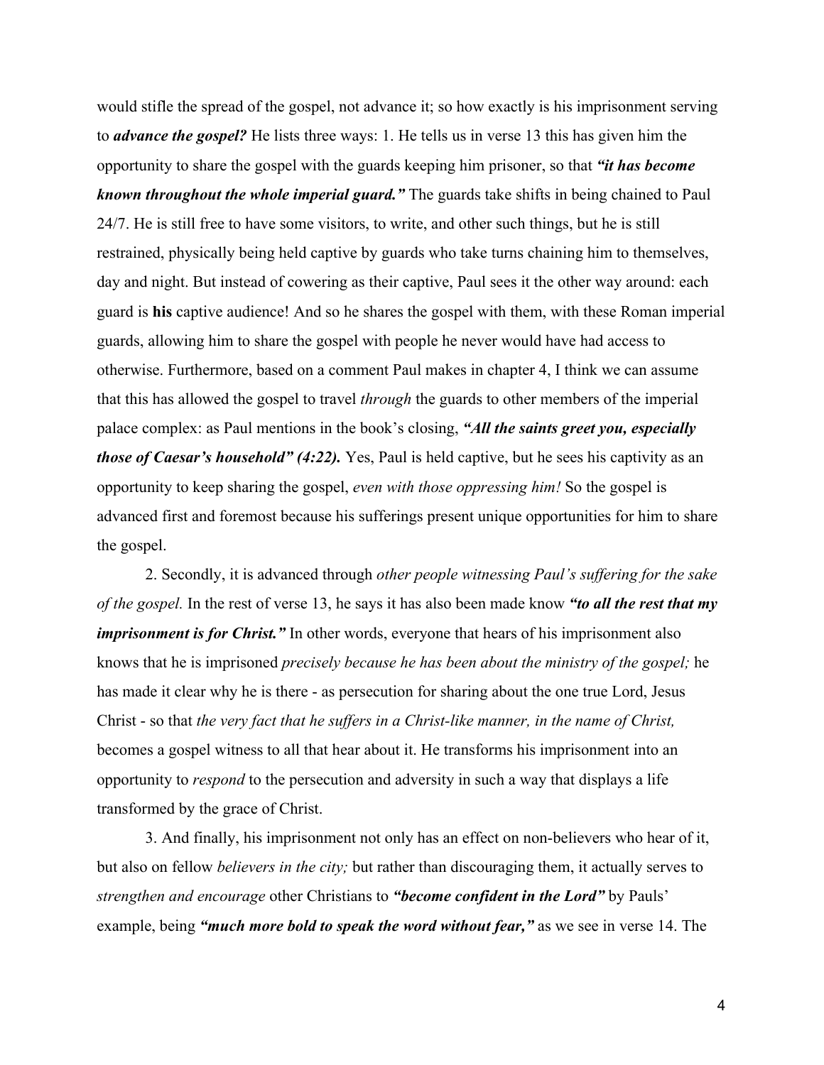would stifle the spread of the gospel, not advance it; so how exactly is his imprisonment serving to ***advance the gospel?*** He lists three ways: 1. He tells us in verse 13 this has given him the opportunity to share the gospel with the guards keeping him prisoner, so that ***"it has become known throughout the whole imperial guard."*** The guards take shifts in being chained to Paul 24/7. He is still free to have some visitors, to write, and other such things, but he is still restrained, physically being held captive by guards who take turns chaining him to themselves, day and night. But instead of cowering as their captive, Paul sees it the other way around: each guard is **his** captive audience! And so he shares the gospel with them, with these Roman imperial guards, allowing him to share the gospel with people he never would have had access to otherwise. Furthermore, based on a comment Paul makes in chapter 4, I think we can assume that this has allowed the gospel to travel *through* the guards to other members of the imperial palace complex: as Paul mentions in the book's closing, ***"All the saints greet you, especially those of Caesar's household" (4:22).*** Yes, Paul is held captive, but he sees his captivity as an opportunity to keep sharing the gospel, *even with those oppressing him!* So the gospel is advanced first and foremost because his sufferings present unique opportunities for him to share the gospel.

2. Secondly, it is advanced through *other people witnessing Paul's suffering for the sake of the gospel.* In the rest of verse 13, he says it has also been made know ***"to all the rest that my imprisonment is for Christ."*** In other words, everyone that hears of his imprisonment also knows that he is imprisoned *precisely because he has been about the ministry of the gospel;* he has made it clear why he is there - as persecution for sharing about the one true Lord, Jesus Christ - so that *the very fact that he suffers in a Christ-like manner, in the name of Christ,* becomes a gospel witness to all that hear about it. He transforms his imprisonment into an opportunity to *respond* to the persecution and adversity in such a way that displays a life transformed by the grace of Christ.

3. And finally, his imprisonment not only has an effect on non-believers who hear of it, but also on fellow *believers in the city;* but rather than discouraging them, it actually serves to *strengthen and encourage* other Christians to ***"become confident in the Lord"*** by Pauls' example, being ***"much more bold to speak the word without fear,"*** as we see in verse 14. The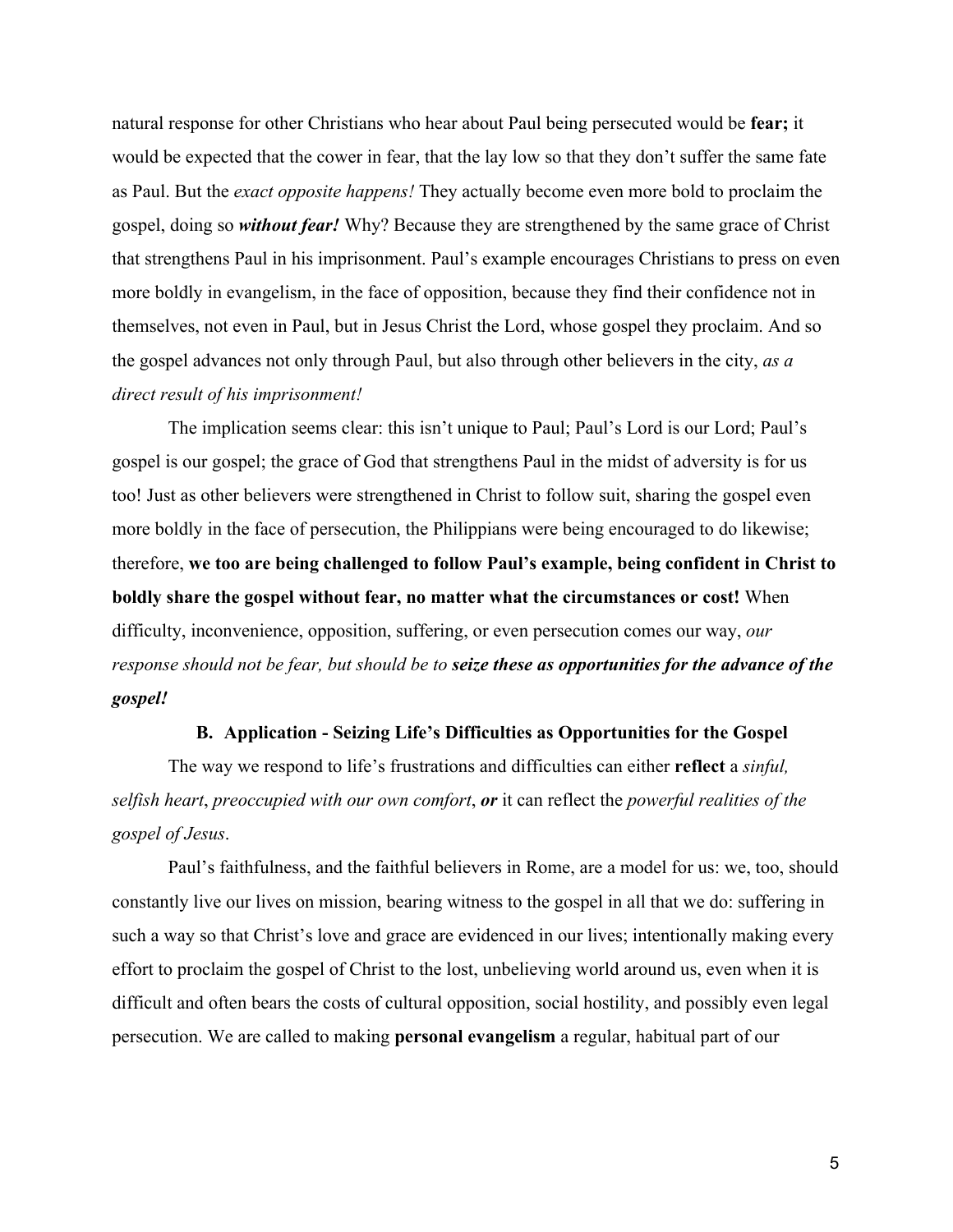natural response for other Christians who hear about Paul being persecuted would be **fear;** it would be expected that the cower in fear, that the lay low so that they don't suffer the same fate as Paul. But the *exact opposite happens!* They actually become even more bold to proclaim the gospel, doing so ***without fear!*** Why? Because they are strengthened by the same grace of Christ that strengthens Paul in his imprisonment. Paul's example encourages Christians to press on even more boldly in evangelism, in the face of opposition, because they find their confidence not in themselves, not even in Paul, but in Jesus Christ the Lord, whose gospel they proclaim. And so the gospel advances not only through Paul, but also through other believers in the city, *as a direct result of his imprisonment!*

The implication seems clear: this isn't unique to Paul; Paul's Lord is our Lord; Paul's gospel is our gospel; the grace of God that strengthens Paul in the midst of adversity is for us too! Just as other believers were strengthened in Christ to follow suit, sharing the gospel even more boldly in the face of persecution, the Philippians were being encouraged to do likewise; therefore, **we too are being challenged to follow Paul's example, being confident in Christ to boldly share the gospel without fear, no matter what the circumstances or cost!** When difficulty, inconvenience, opposition, suffering, or even persecution comes our way, *our response should not be fear, but should be to* ***seize these as opportunities for the advance of the gospel!***

### B. Application - Seizing Life's Difficulties as Opportunities for the Gospel

The way we respond to life's frustrations and difficulties can either **reflect** a *sinful, selfish heart*, *preoccupied with our own comfort*, ***or*** it can reflect the *powerful realities of the gospel of Jesus*.

Paul's faithfulness, and the faithful believers in Rome, are a model for us: we, too, should constantly live our lives on mission, bearing witness to the gospel in all that we do: suffering in such a way so that Christ's love and grace are evidenced in our lives; intentionally making every effort to proclaim the gospel of Christ to the lost, unbelieving world around us, even when it is difficult and often bears the costs of cultural opposition, social hostility, and possibly even legal persecution. We are called to making **personal evangelism** a regular, habitual part of our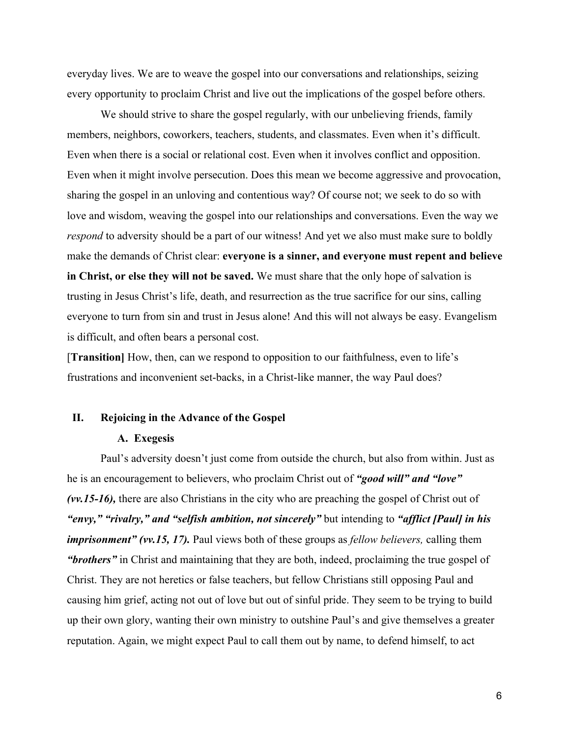everyday lives. We are to weave the gospel into our conversations and relationships, seizing every opportunity to proclaim Christ and live out the implications of the gospel before others.

We should strive to share the gospel regularly, with our unbelieving friends, family members, neighbors, coworkers, teachers, students, and classmates. Even when it's difficult. Even when there is a social or relational cost. Even when it involves conflict and opposition. Even when it might involve persecution. Does this mean we become aggressive and provocation, sharing the gospel in an unloving and contentious way? Of course not; we seek to do so with love and wisdom, weaving the gospel into our relationships and conversations. Even the way we *respond* to adversity should be a part of our witness! And yet we also must make sure to boldly make the demands of Christ clear: **everyone is a sinner, and everyone must repent and believe in Christ, or else they will not be saved.** We must share that the only hope of salvation is trusting in Jesus Christ's life, death, and resurrection as the true sacrifice for our sins, calling everyone to turn from sin and trust in Jesus alone! And this will not always be easy. Evangelism is difficult, and often bears a personal cost.

[**Transition]** How, then, can we respond to opposition to our faithfulness, even to life's frustrations and inconvenient set-backs, in a Christ-like manner, the way Paul does?

## II. Rejoicing in the Advance of the Gospel

### A. Exegesis

Paul's adversity doesn't just come from outside the church, but also from within. Just as he is an encouragement to believers, who proclaim Christ out of ***"good will" and "love" (vv.15-16),*** there are also Christians in the city who are preaching the gospel of Christ out of ***"envy," "rivalry," and "selfish ambition, not sincerely"*** but intending to ***"afflict [Paul] in his imprisonment" (vv.15, 17).*** Paul views both of these groups as *fellow believers,* calling them ***"brothers"*** in Christ and maintaining that they are both, indeed, proclaiming the true gospel of Christ. They are not heretics or false teachers, but fellow Christians still opposing Paul and causing him grief, acting not out of love but out of sinful pride. They seem to be trying to build up their own glory, wanting their own ministry to outshine Paul's and give themselves a greater reputation. Again, we might expect Paul to call them out by name, to defend himself, to act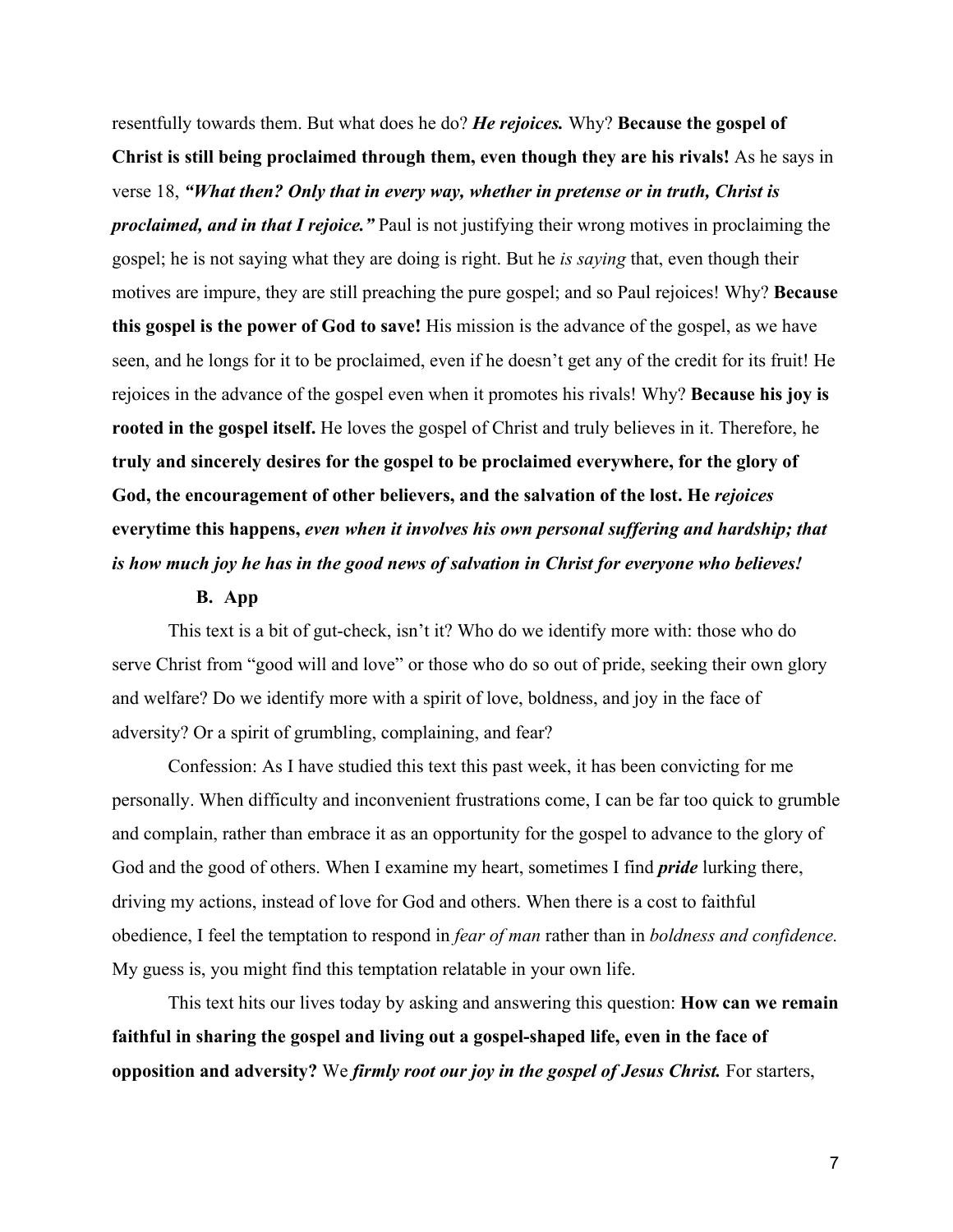resentfully towards them. But what does he do? ***He rejoices.*** Why? **Because the gospel of Christ is still being proclaimed through them, even though they are his rivals!** As he says in verse 18, ***"What then? Only that in every way, whether in pretense or in truth, Christ is proclaimed, and in that I rejoice."*** Paul is not justifying their wrong motives in proclaiming the gospel; he is not saying what they are doing is right. But he *is saying* that, even though their motives are impure, they are still preaching the pure gospel; and so Paul rejoices! Why? **Because this gospel is the power of God to save!** His mission is the advance of the gospel, as we have seen, and he longs for it to be proclaimed, even if he doesn't get any of the credit for its fruit! He rejoices in the advance of the gospel even when it promotes his rivals! Why? **Because his joy is rooted in the gospel itself.** He loves the gospel of Christ and truly believes in it. Therefore, he **truly and sincerely desires for the gospel to be proclaimed everywhere, for the glory of God, the encouragement of other believers, and the salvation of the lost. He *rejoices* everytime this happens, *even when it involves his own personal suffering and hardship; that is how much joy he has in the good news of salvation in Christ for everyone who believes!***

### B. App

This text is a bit of gut-check, isn't it? Who do we identify more with: those who do serve Christ from "good will and love" or those who do so out of pride, seeking their own glory and welfare? Do we identify more with a spirit of love, boldness, and joy in the face of adversity? Or a spirit of grumbling, complaining, and fear?

Confession: As I have studied this text this past week, it has been convicting for me personally. When difficulty and inconvenient frustrations come, I can be far too quick to grumble and complain, rather than embrace it as an opportunity for the gospel to advance to the glory of God and the good of others. When I examine my heart, sometimes I find ***pride*** lurking there, driving my actions, instead of love for God and others. When there is a cost to faithful obedience, I feel the temptation to respond in *fear of man* rather than in *boldness and confidence.* My guess is, you might find this temptation relatable in your own life.

This text hits our lives today by asking and answering this question: **How can we remain faithful in sharing the gospel and living out a gospel-shaped life, even in the face of opposition and adversity?** We ***firmly root our joy in the gospel of Jesus Christ.*** For starters,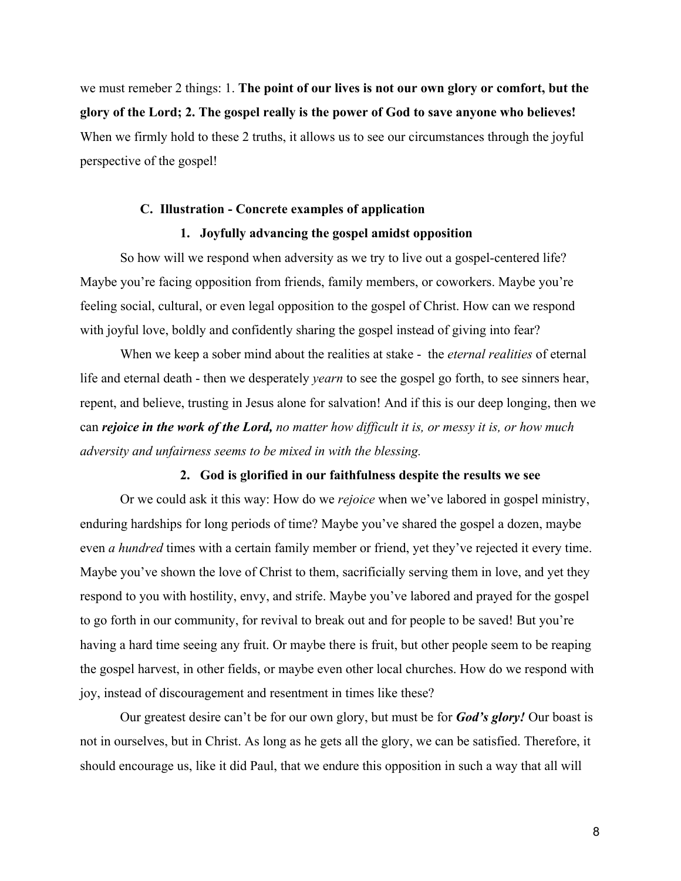we must remeber 2 things: 1. **The point of our lives is not our own glory or comfort, but the glory of the Lord; 2. The gospel really is the power of God to save anyone who believes!** When we firmly hold to these 2 truths, it allows us to see our circumstances through the joyful perspective of the gospel!

### C. Illustration - Concrete examples of application

#### 1. Joyfully advancing the gospel amidst opposition

So how will we respond when adversity as we try to live out a gospel-centered life? Maybe you're facing opposition from friends, family members, or coworkers. Maybe you're feeling social, cultural, or even legal opposition to the gospel of Christ. How can we respond with joyful love, boldly and confidently sharing the gospel instead of giving into fear?

When we keep a sober mind about the realities at stake - the *eternal realities* of eternal life and eternal death - then we desperately *yearn* to see the gospel go forth, to see sinners hear, repent, and believe, trusting in Jesus alone for salvation! And if this is our deep longing, then we can ***rejoice in the work of the Lord,*** *no matter how difficult it is, or messy it is, or how much adversity and unfairness seems to be mixed in with the blessing.*

#### 2. God is glorified in our faithfulness despite the results we see

Or we could ask it this way: How do we *rejoice* when we've labored in gospel ministry, enduring hardships for long periods of time? Maybe you've shared the gospel a dozen, maybe even *a hundred* times with a certain family member or friend, yet they've rejected it every time. Maybe you've shown the love of Christ to them, sacrificially serving them in love, and yet they respond to you with hostility, envy, and strife. Maybe you've labored and prayed for the gospel to go forth in our community, for revival to break out and for people to be saved! But you're having a hard time seeing any fruit. Or maybe there is fruit, but other people seem to be reaping the gospel harvest, in other fields, or maybe even other local churches. How do we respond with joy, instead of discouragement and resentment in times like these?

Our greatest desire can't be for our own glory, but must be for ***God's glory!*** Our boast is not in ourselves, but in Christ. As long as he gets all the glory, we can be satisfied. Therefore, it should encourage us, like it did Paul, that we endure this opposition in such a way that all will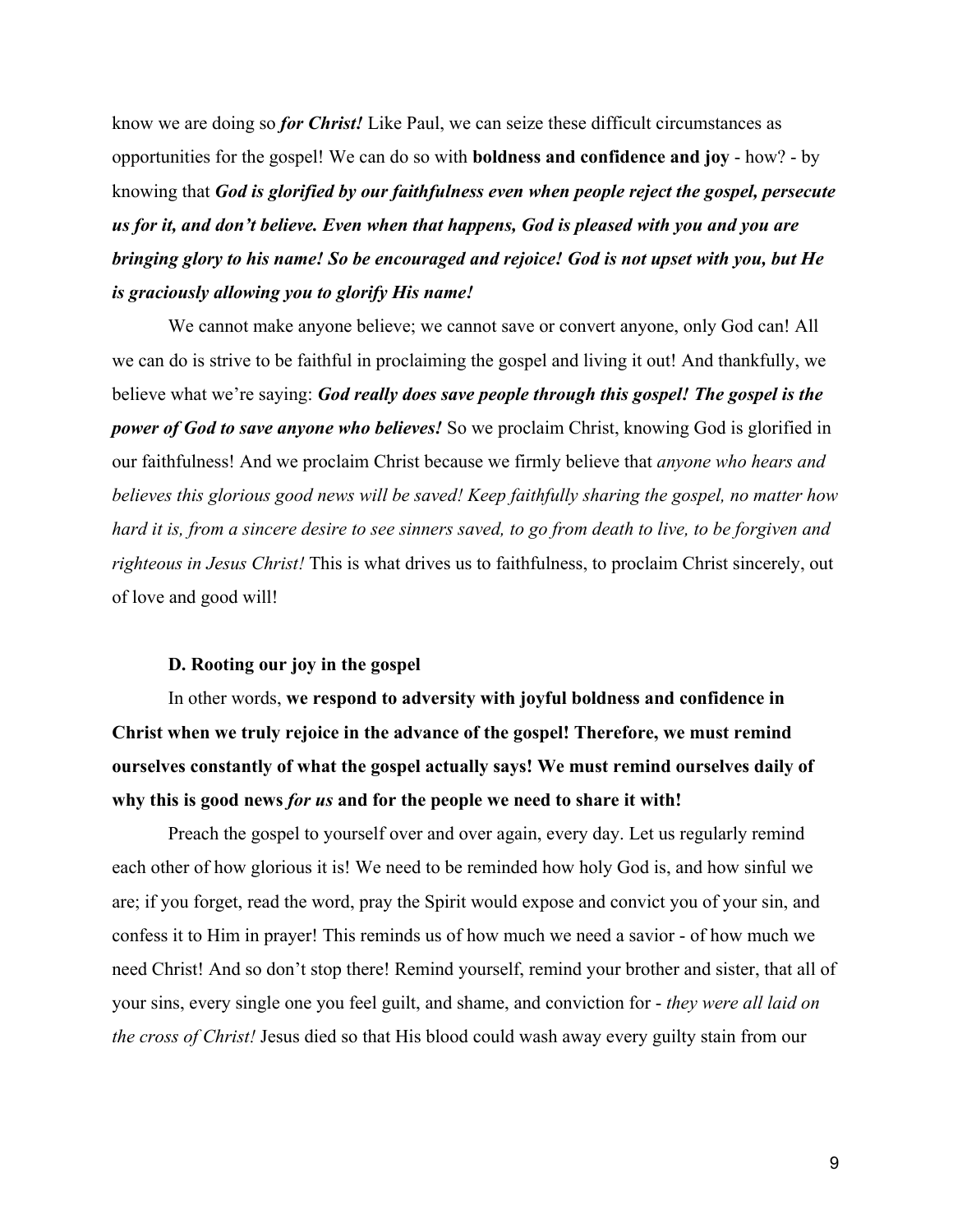know we are doing so ***for Christ!*** Like Paul, we can seize these difficult circumstances as opportunities for the gospel! We can do so with **boldness and confidence and joy** - how? - by knowing that ***God is glorified by our faithfulness even when people reject the gospel, persecute us for it, and don't believe. Even when that happens, God is pleased with you and you are bringing glory to his name! So be encouraged and rejoice! God is not upset with you, but He is graciously allowing you to glorify His name!***

We cannot make anyone believe; we cannot save or convert anyone, only God can! All we can do is strive to be faithful in proclaiming the gospel and living it out! And thankfully, we believe what we're saying: ***God really does save people through this gospel! The gospel is the power of God to save anyone who believes!*** So we proclaim Christ, knowing God is glorified in our faithfulness! And we proclaim Christ because we firmly believe that *anyone who hears and believes this glorious good news will be saved! Keep faithfully sharing the gospel, no matter how hard it is, from a sincere desire to see sinners saved, to go from death to live, to be forgiven and righteous in Jesus Christ!* This is what drives us to faithfulness, to proclaim Christ sincerely, out of love and good will!

**D. Rooting our joy in the gospel**

In other words, **we respond to adversity with joyful boldness and confidence in Christ when we truly rejoice in the advance of the gospel! Therefore, we must remind ourselves constantly of what the gospel actually says! We must remind ourselves daily of why this is good news *for us* and for the people we need to share it with!**

Preach the gospel to yourself over and over again, every day. Let us regularly remind each other of how glorious it is! We need to be reminded how holy God is, and how sinful we are; if you forget, read the word, pray the Spirit would expose and convict you of your sin, and confess it to Him in prayer! This reminds us of how much we need a savior - of how much we need Christ! And so don't stop there! Remind yourself, remind your brother and sister, that all of your sins, every single one you feel guilt, and shame, and conviction for - *they were all laid on the cross of Christ!* Jesus died so that His blood could wash away every guilty stain from our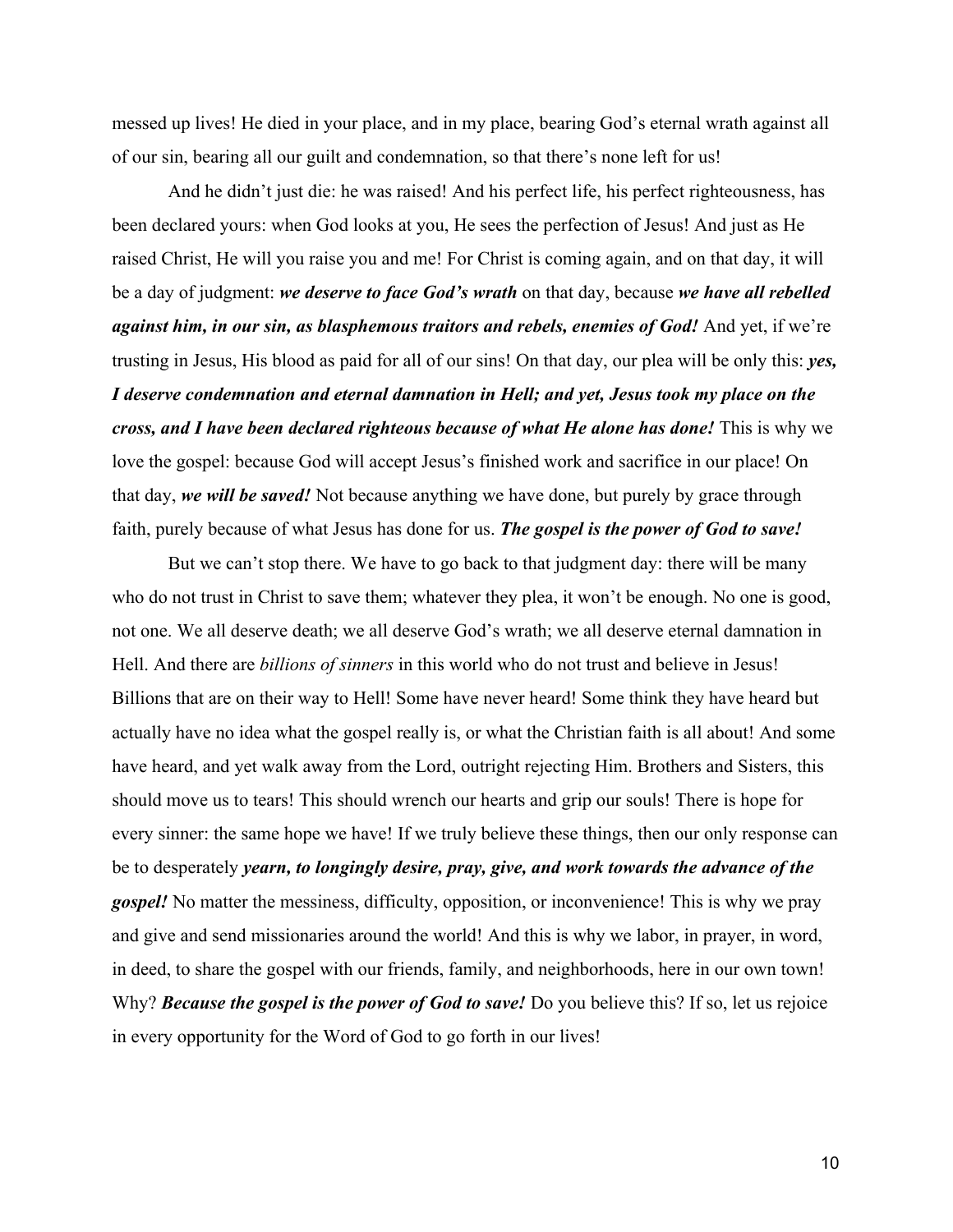messed up lives! He died in your place, and in my place, bearing God's eternal wrath against all of our sin, bearing all our guilt and condemnation, so that there's none left for us!

And he didn't just die: he was raised! And his perfect life, his perfect righteousness, has been declared yours: when God looks at you, He sees the perfection of Jesus! And just as He raised Christ, He will you raise you and me! For Christ is coming again, and on that day, it will be a day of judgment: ***we deserve to face God's wrath*** on that day, because ***we have all rebelled against him, in our sin, as blasphemous traitors and rebels, enemies of God!*** And yet, if we're trusting in Jesus, His blood as paid for all of our sins! On that day, our plea will be only this: ***yes, I deserve condemnation and eternal damnation in Hell; and yet, Jesus took my place on the cross, and I have been declared righteous because of what He alone has done!*** This is why we love the gospel: because God will accept Jesus's finished work and sacrifice in our place! On that day, ***we will be saved!*** Not because anything we have done, but purely by grace through faith, purely because of what Jesus has done for us. ***The gospel is the power of God to save!***

But we can't stop there. We have to go back to that judgment day: there will be many who do not trust in Christ to save them; whatever they plea, it won't be enough. No one is good, not one. We all deserve death; we all deserve God's wrath; we all deserve eternal damnation in Hell. And there are *billions of sinners* in this world who do not trust and believe in Jesus! Billions that are on their way to Hell! Some have never heard! Some think they have heard but actually have no idea what the gospel really is, or what the Christian faith is all about! And some have heard, and yet walk away from the Lord, outright rejecting Him. Brothers and Sisters, this should move us to tears! This should wrench our hearts and grip our souls! There is hope for every sinner: the same hope we have! If we truly believe these things, then our only response can be to desperately ***yearn, to longingly desire, pray, give, and work towards the advance of the gospel!*** No matter the messiness, difficulty, opposition, or inconvenience! This is why we pray and give and send missionaries around the world! And this is why we labor, in prayer, in word, in deed, to share the gospel with our friends, family, and neighborhoods, here in our own town! Why? ***Because the gospel is the power of God to save!*** Do you believe this? If so, let us rejoice in every opportunity for the Word of God to go forth in our lives!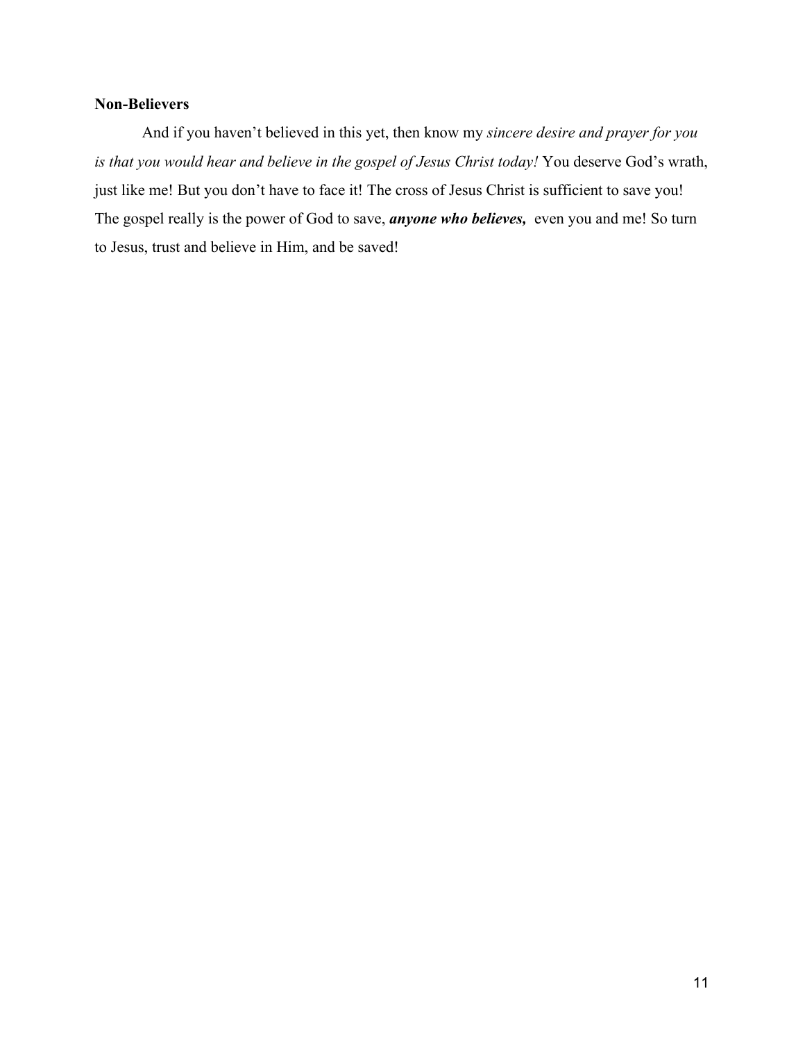**Non-Believers**

And if you haven't believed in this yet, then know my *sincere desire and prayer for you is that you would hear and believe in the gospel of Jesus Christ today!* You deserve God's wrath, just like me! But you don't have to face it! The cross of Jesus Christ is sufficient to save you! The gospel really is the power of God to save, ***anyone who believes,*** even you and me! So turn to Jesus, trust and believe in Him, and be saved!